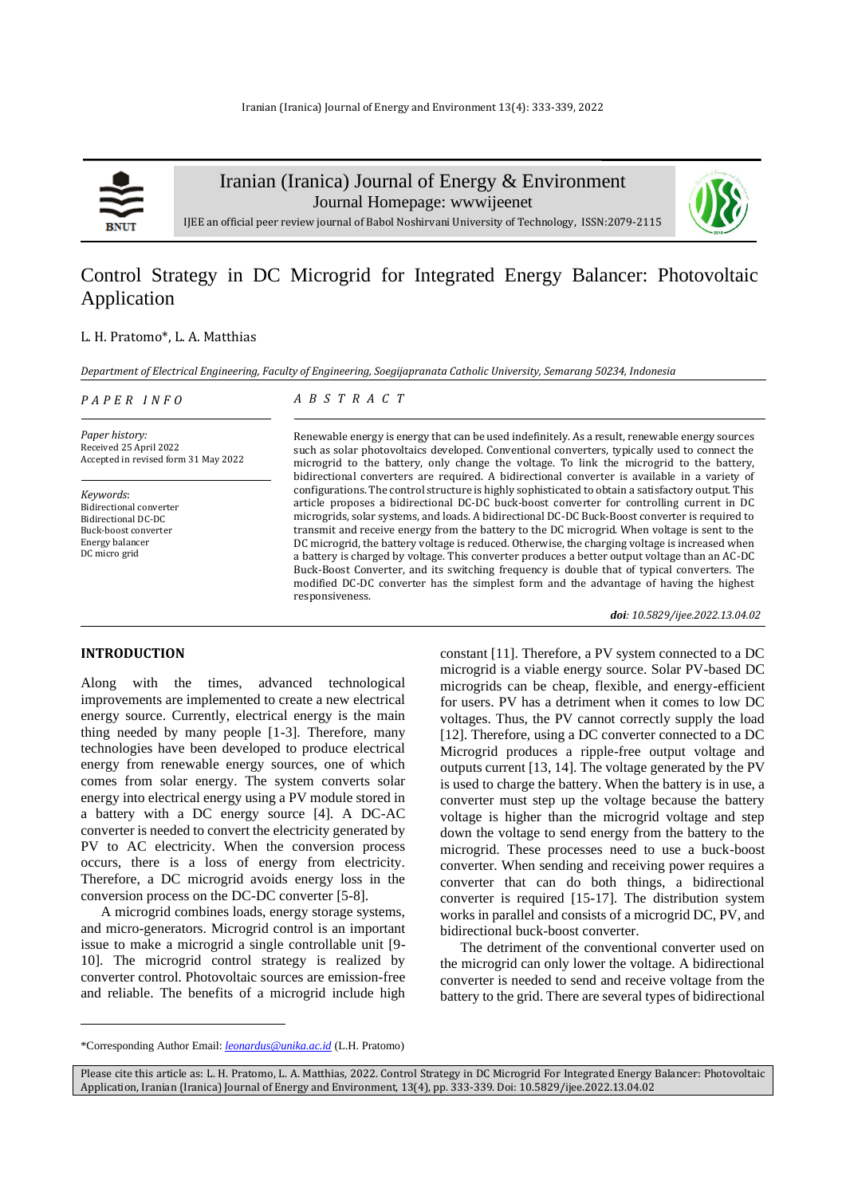# Control Strategy in DC Microgrid for Integrated Energy Balancer: Photovoltaic Application

L. H. Pratomo*, L. A. Matthias

*Department of Electrical Engineering, Faculty of Engineering, Soegijapranata Catholic University, Semarang 50234, Indonesia*

## PAPER INFO

*Paper history:*
Received 25 April 2022
Accepted in revised form 31 May 2022

*Keywords*:
Bidirectional converter
Bidirectional DC-DC
Buck-boost converter
Energy balancer
DC micro grid

## ABSTRACT

Renewable energy is energy that can be used indefinitely. As a result, renewable energy sources such as solar photovoltaics developed. Conventional converters, typically used to connect the microgrid to the battery, only change the voltage. To link the microgrid to the battery, bidirectional converters are required. A bidirectional converter is available in a variety of configurations. The control structure is highly sophisticated to obtain a satisfactory output. This article proposes a bidirectional DC-DC buck-boost converter for controlling current in DC microgrids, solar systems, and loads. A bidirectional DC-DC Buck-Boost converter is required to transmit and receive energy from the battery to the DC microgrid. When voltage is sent to the DC microgrid, the battery voltage is reduced. Otherwise, the charging voltage is increased when a battery is charged by voltage. This converter produces a better output voltage than an AC-DC Buck-Boost Converter, and its switching frequency is double that of typical converters. The modified DC-DC converter has the simplest form and the advantage of having the highest responsiveness.

***doi**: 10.5829/ijee.2022.13.04.02*

## INTRODUCTION

Along with the times, advanced technological improvements are implemented to create a new electrical energy source. Currently, electrical energy is the main thing needed by many people [1-3]. Therefore, many technologies have been developed to produce electrical energy from renewable energy sources, one of which comes from solar energy. The system converts solar energy into electrical energy using a PV module stored in a battery with a DC energy source [4]. A DC-AC converter is needed to convert the electricity generated by PV to AC electricity. When the conversion process occurs, there is a loss of energy from electricity. Therefore, a DC microgrid avoids energy loss in the conversion process on the DC-DC converter [5-8].

A microgrid combines loads, energy storage systems, and micro-generators. Microgrid control is an important issue to make a microgrid a single controllable unit [9-10]. The microgrid control strategy is realized by converter control. Photovoltaic sources are emission-free and reliable. The benefits of a microgrid include high constant [11]. Therefore, a PV system connected to a DC microgrid is a viable energy source. Solar PV-based DC microgrids can be cheap, flexible, and energy-efficient for users. PV has a detriment when it comes to low DC voltages. Thus, the PV cannot correctly supply the load [12]. Therefore, using a DC converter connected to a DC Microgrid produces a ripple-free output voltage and outputs current [13, 14]. The voltage generated by the PV is used to charge the battery. When the battery is in use, a converter must step up the voltage because the battery voltage is higher than the microgrid voltage and step down the voltage to send energy from the battery to the microgrid. These processes need to use a buck-boost converter. When sending and receiving power requires a converter that can do both things, a bidirectional converter is required [15-17]. The distribution system works in parallel and consists of a microgrid DC, PV, and bidirectional buck-boost converter.

The detriment of the conventional converter used on the microgrid can only lower the voltage. A bidirectional converter is needed to send and receive voltage from the battery to the grid. There are several types of bidirectional

---

*Corresponding Author Email: *leonardus@unika.ac.id* (L.H. Pratomo)

Please cite this article as: L. H. Pratomo, L. A. Matthias, 2022. Control Strategy in DC Microgrid For Integrated Energy Balancer: Photovoltaic Application, Iranian (Iranica) Journal of Energy and Environment, 13(4), pp. 333-339. Doi: 10.5829/ijee.2022.13.04.02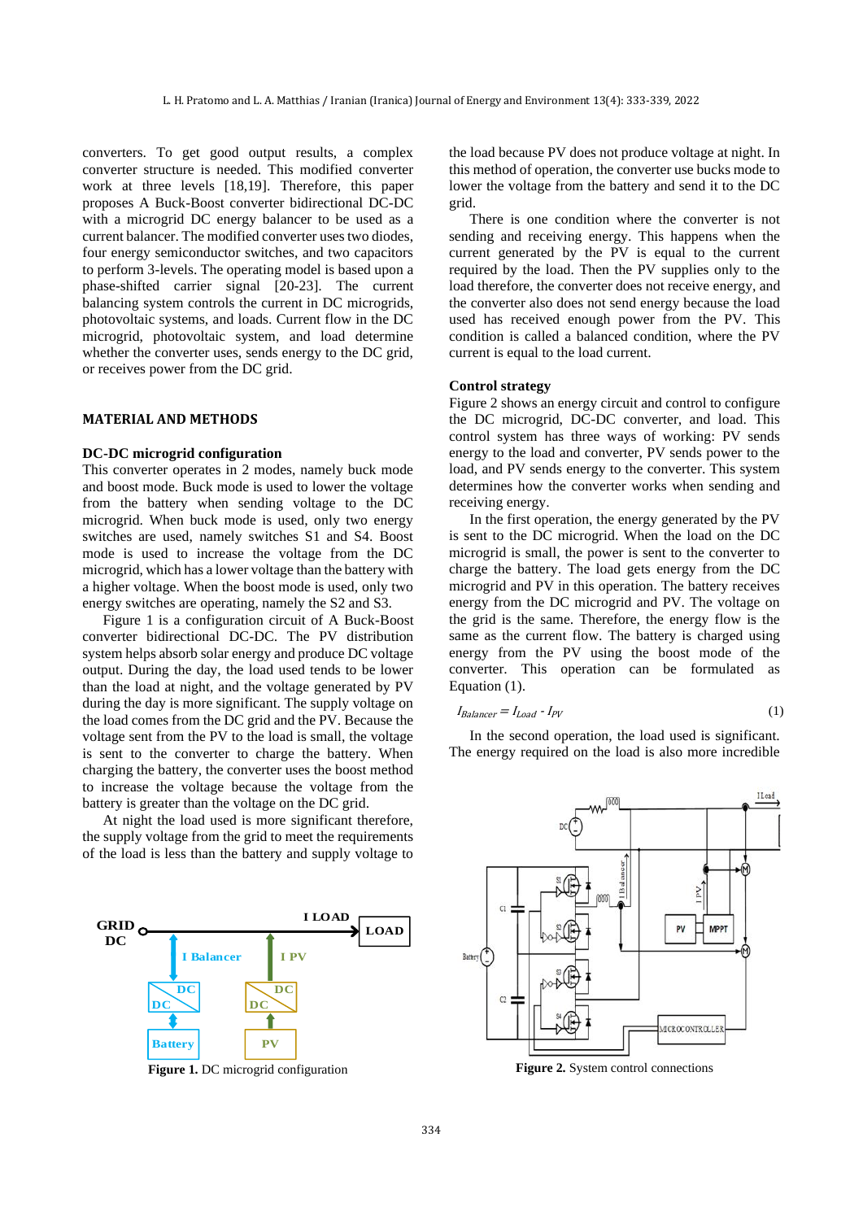converters. To get good output results, a complex converter structure is needed. This modified converter work at three levels [18,19]. Therefore, this paper proposes A Buck-Boost converter bidirectional DC-DC with a microgrid DC energy balancer to be used as a current balancer. The modified converter uses two diodes, four energy semiconductor switches, and two capacitors to perform 3-levels. The operating model is based upon a phase-shifted carrier signal [20-23]. The current balancing system controls the current in DC microgrids, photovoltaic systems, and loads. Current flow in the DC microgrid, photovoltaic system, and load determine whether the converter uses, sends energy to the DC grid, or receives power from the DC grid.

## MATERIAL AND METHODS

### DC-DC microgrid configuration

This converter operates in 2 modes, namely buck mode and boost mode. Buck mode is used to lower the voltage from the battery when sending voltage to the DC microgrid. When buck mode is used, only two energy switches are used, namely switches S1 and S4. Boost mode is used to increase the voltage from the DC microgrid, which has a lower voltage than the battery with a higher voltage. When the boost mode is used, only two energy switches are operating, namely the S2 and S3.

Figure 1 is a configuration circuit of A Buck-Boost converter bidirectional DC-DC. The PV distribution system helps absorb solar energy and produce DC voltage output. During the day, the load used tends to be lower than the load at night, and the voltage generated by PV during the day is more significant. The supply voltage on the load comes from the DC grid and the PV. Because the voltage sent from the PV to the load is small, the voltage is sent to the converter to charge the battery. When charging the battery, the converter uses the boost method to increase the voltage because the voltage from the battery is greater than the voltage on the DC grid.

At night the load used is more significant therefore, the supply voltage from the grid to meet the requirements of the load is less than the battery and supply voltage to the load because PV does not produce voltage at night. In this method of operation, the converter use bucks mode to lower the voltage from the battery and send it to the DC grid.

There is one condition where the converter is not sending and receiving energy. This happens when the current generated by the PV is equal to the current required by the load. Then the PV supplies only to the load therefore, the converter does not receive energy, and the converter also does not send energy because the load used has received enough power from the PV. This condition is called a balanced condition, where the PV current is equal to the load current.

**Figure 1.** DC microgrid configuration

### Control strategy

Figure 2 shows an energy circuit and control to configure the DC microgrid, DC-DC converter, and load. This control system has three ways of working: PV sends energy to the load and converter, PV sends power to the load, and PV sends energy to the converter. This system determines how the converter works when sending and receiving energy.

In the first operation, the energy generated by the PV is sent to the DC microgrid. When the load on the DC microgrid is small, the power is sent to the converter to charge the battery. The load gets energy from the DC microgrid and PV in this operation. The battery receives energy from the DC microgrid and PV. The voltage on the grid is the same. Therefore, the energy flow is the same as the current flow. The battery is charged using energy from the PV using the boost mode of the converter. This operation can be formulated as Equation (1).

$$I_{Balancer} = I_{Load} - I_{PV} \tag{1}$$

In the second operation, the load used is significant. The energy required on the load is also more incredible

**Figure 2.** System control connections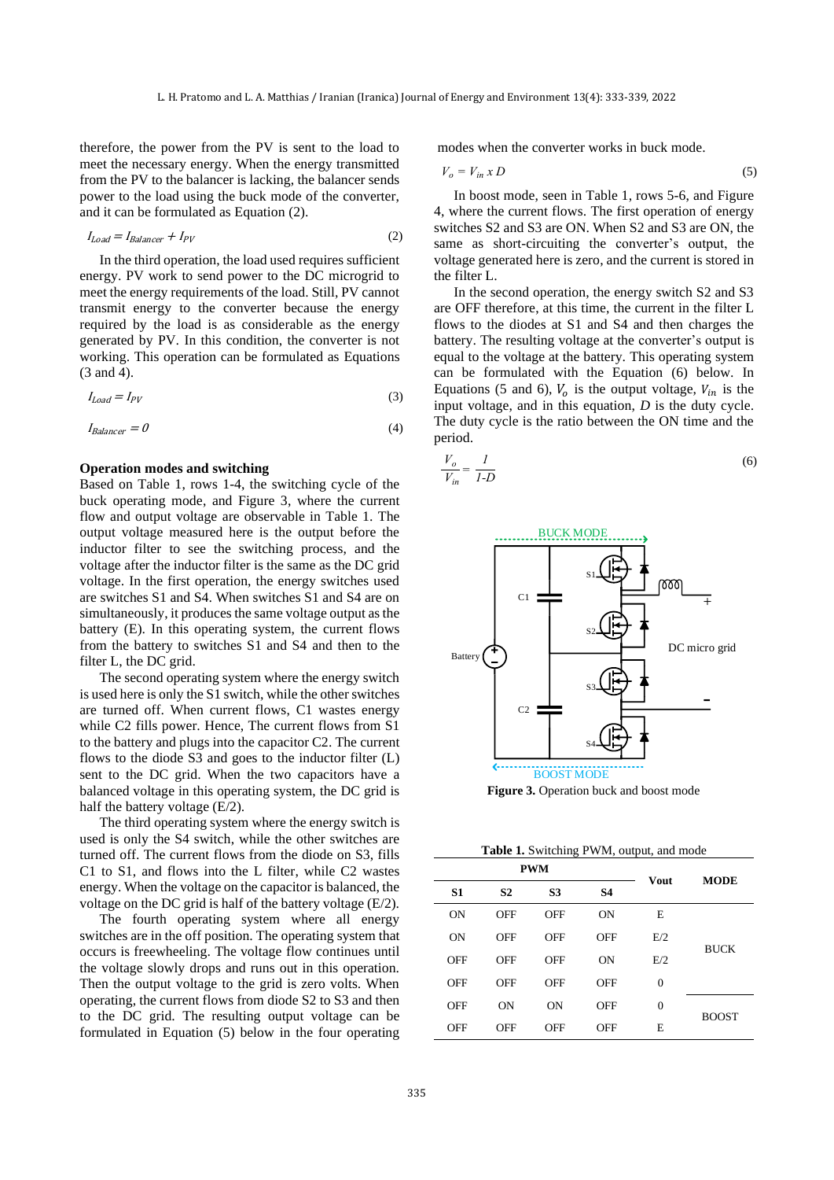therefore, the power from the PV is sent to the load to meet the necessary energy. When the energy transmitted from the PV to the balancer is lacking, the balancer sends power to the load using the buck mode of the converter, and it can be formulated as Equation (2).

$$I_{Load} = I_{Balancer} + I_{PV} \tag{2}$$

In the third operation, the load used requires sufficient energy. PV work to send power to the DC microgrid to meet the energy requirements of the load. Still, PV cannot transmit energy to the converter because the energy required by the load is as considerable as the energy generated by PV. In this condition, the converter is not working. This operation can be formulated as Equations (3 and 4).

$$I_{Load} = I_{PV} \tag{3}$$

$$I_{Balancer} = 0 \tag{4}$$

**Operation modes and switching**

Based on Table 1, rows 1-4, the switching cycle of the buck operating mode, and Figure 3, where the current flow and output voltage are observable in Table 1. The output voltage measured here is the output before the inductor filter to see the switching process, and the voltage after the inductor filter is the same as the DC grid voltage. In the first operation, the energy switches used are switches S1 and S4. When switches S1 and S4 are on simultaneously, it produces the same voltage output as the battery (E). In this operating system, the current flows from the battery to switches S1 and S4 and then to the filter L, the DC grid.

The second operating system where the energy switch is used here is only the S1 switch, while the other switches are turned off. When current flows, C1 wastes energy while C2 fills power. Hence, The current flows from S1 to the battery and plugs into the capacitor C2. The current flows to the diode S3 and goes to the inductor filter (L) sent to the DC grid. When the two capacitors have a balanced voltage in this operating system, the DC grid is half the battery voltage (E/2).

The third operating system where the energy switch is used is only the S4 switch, while the other switches are turned off. The current flows from the diode on S3, fills C1 to S1, and flows into the L filter, while C2 wastes energy. When the voltage on the capacitor is balanced, the voltage on the DC grid is half of the battery voltage (E/2).

The fourth operating system where all energy switches are in the off position. The operating system that occurs is freewheeling. The voltage flow continues until the voltage slowly drops and runs out in this operation. Then the output voltage to the grid is zero volts. When operating, the current flows from diode S2 to S3 and then to the DC grid. The resulting output voltage can be formulated in Equation (5) below in the four operating modes when the converter works in buck mode.

$$V_o = V_{in} \times D \tag{5}$$

In boost mode, seen in Table 1, rows 5-6, and Figure 4, where the current flows. The first operation of energy switches S2 and S3 are ON. When S2 and S3 are ON, the same as short-circuiting the converter's output, the voltage generated here is zero, and the current is stored in the filter L.

In the second operation, the energy switch S2 and S3 are OFF therefore, at this time, the current in the filter L flows to the diodes at S1 and S4 and then charges the battery. The resulting voltage at the converter's output is equal to the voltage at the battery. This operating system can be formulated with the Equation (6) below. In Equations (5 and 6), $V_o$ is the output voltage, $V_{in}$ is the input voltage, and in this equation, $D$ is the duty cycle. The duty cycle is the ratio between the ON time and the period.

$$\frac{V_o}{V_{in}} = \frac{1}{1-D} \tag{6}$$

**Figure 3.** Operation buck and boost mode

**Table 1.** Switching PWM, output, and mode

| PWM | | | | Vout | MODE |
|---|---|---|---|---|---|
| **S1** | **S2** | **S3** | **S4** | | |
| ON | OFF | OFF | ON | E | BUCK |
| ON | OFF | OFF | OFF | E/2 | BUCK |
| OFF | OFF | OFF | ON | E/2 | BUCK |
| OFF | OFF | OFF | OFF | 0 | BUCK |
| OFF | ON | ON | OFF | 0 | BOOST |
| OFF | OFF | OFF | OFF | E | BOOST |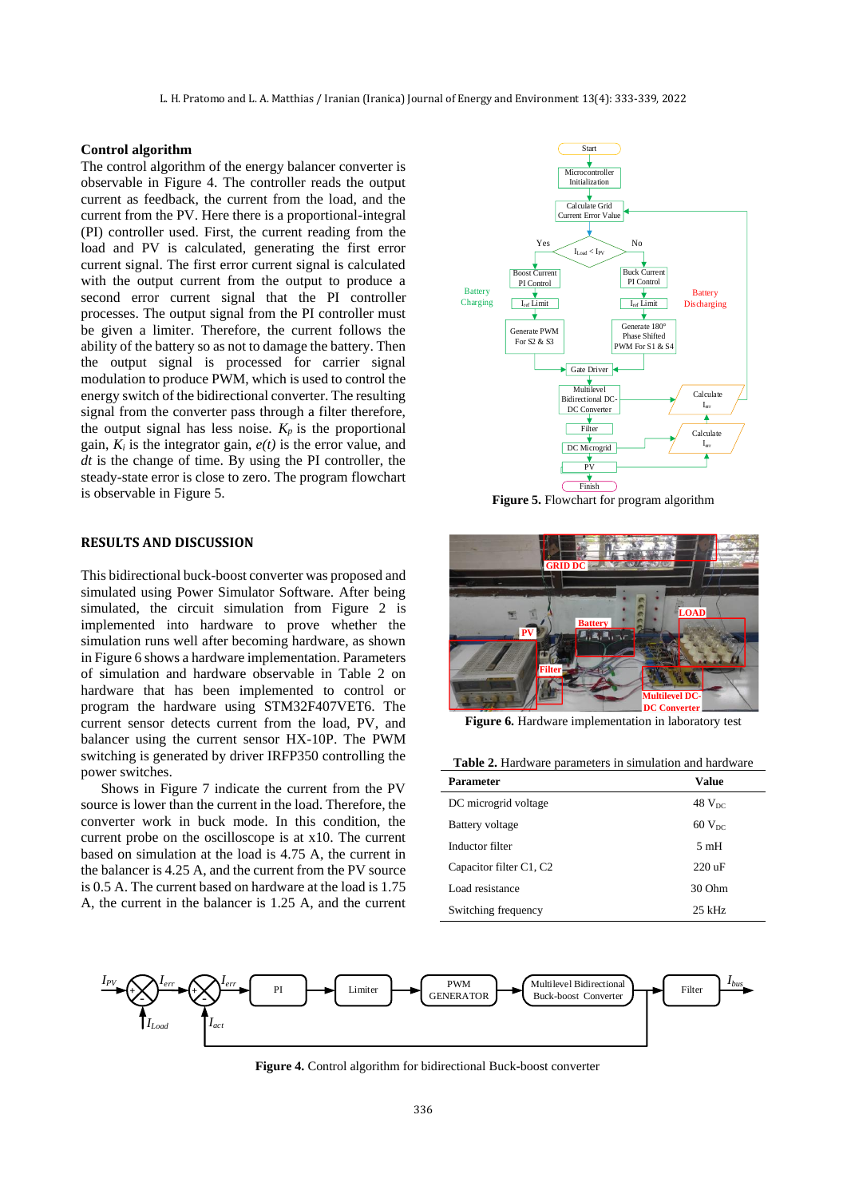### Control algorithm

The control algorithm of the energy balancer converter is observable in Figure 4. The controller reads the output current as feedback, the current from the load, and the current from the PV. Here there is a proportional-integral (PI) controller used. First, the current reading from the load and PV is calculated, generating the first error current signal. The first error current signal is calculated with the output current from the output to produce a second error current signal so that the PI controller processes. The output signal from the PI controller must be given a limiter. Therefore, the current follows the ability of the battery so as not to damage the battery. Then the output signal is processed for carrier signal modulation to produce PWM, which is used to control the energy switch of the bidirectional converter. The resulting signal from the converter pass through a filter therefore, the output signal has less noise. $K_p$ is the proportional gain, $K_i$ is the integrator gain, $e(t)$ is the error value, and $dt$ is the change of time. By using the PI controller, the steady-state error is close to zero. The program flowchart is observable in Figure 5.

**Figure 5.** Flowchart for program algorithm

## RESULTS AND DISCUSSION

This bidirectional buck-boost converter was proposed and simulated using Power Simulator Software. After being simulated, the circuit simulation from Figure 2 is implemented into hardware to prove whether the simulation runs well after becoming hardware, as shown in Figure 6 shows a hardware implementation. Parameters of simulation and hardware observable in Table 2 on hardware that has been implemented to control or program the hardware using STM32F407VET6. The current sensor detects current from the load, PV, and balancer using the current sensor HX-10P. The PWM switching is generated by driver IRFP350 controlling the power switches.

Shows in Figure 7 indicate the current from the PV source is lower than the current in the load. Therefore, the converter work in buck mode. In this condition, the current probe on the oscilloscope is at x10. The current based on simulation at the load is 4.75 A, the current in the balancer is 4.25 A, and the current from the PV source is 0.5 A. The current based on hardware at the load is 1.75 A, the current in the balancer is 1.25 A, and the current

**Figure 6.** Hardware implementation in laboratory test

**Table 2.** Hardware parameters in simulation and hardware

| Parameter | Value |
|---|---|
| DC microgrid voltage | 48 $V_{DC}$ |
| Battery voltage | 60 $V_{DC}$ |
| Inductor filter | 5 mH |
| Capacitor filter C1, C2 | 220 uF |
| Load resistance | 30 Ohm |
| Switching frequency | 25 kHz |

**Figure 4.** Control algorithm for bidirectional Buck-boost converter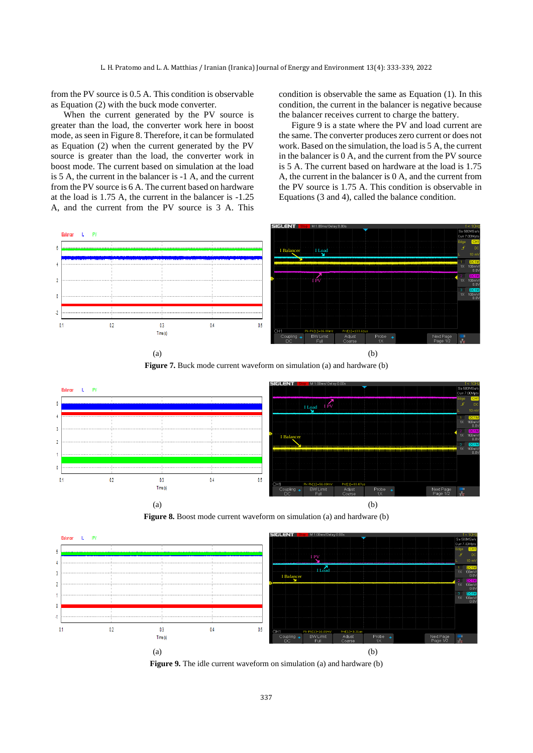from the PV source is 0.5 A. This condition is observable as Equation (2) with the buck mode converter.

When the current generated by the PV source is greater than the load, the converter work here in boost mode, as seen in Figure 8. Therefore, it can be formulated as Equation (2) when the current generated by the PV source is greater than the load, the converter work in boost mode. The current based on simulation at the load is 5 A, the current in the balancer is -1 A, and the current from the PV source is 6 A. The current based on hardware at the load is 1.75 A, the current in the balancer is -1.25 A, and the current from the PV source is 3 A. This condition is observable the same as Equation (1). In this condition, the current in the balancer is negative because the balancer receives current to charge the battery.

Figure 9 is a state where the PV and load current are the same. The converter produces zero current or does not work. Based on the simulation, the load is 5 A, the current in the balancer is 0 A, and the current from the PV source is 5 A. The current based on hardware at the load is 1.75 A, the current in the balancer is 0 A, and the current from the PV source is 1.75 A. This condition is observable in Equations (3 and 4), called the balance condition.

(a) (b)

**Figure 7.** Buck mode current waveform on simulation (a) and hardware (b)

(a) (b)

**Figure 8.** Boost mode current waveform on simulation (a) and hardware (b)

(a) (b)

**Figure 9.** The idle current waveform on simulation (a) and hardware (b)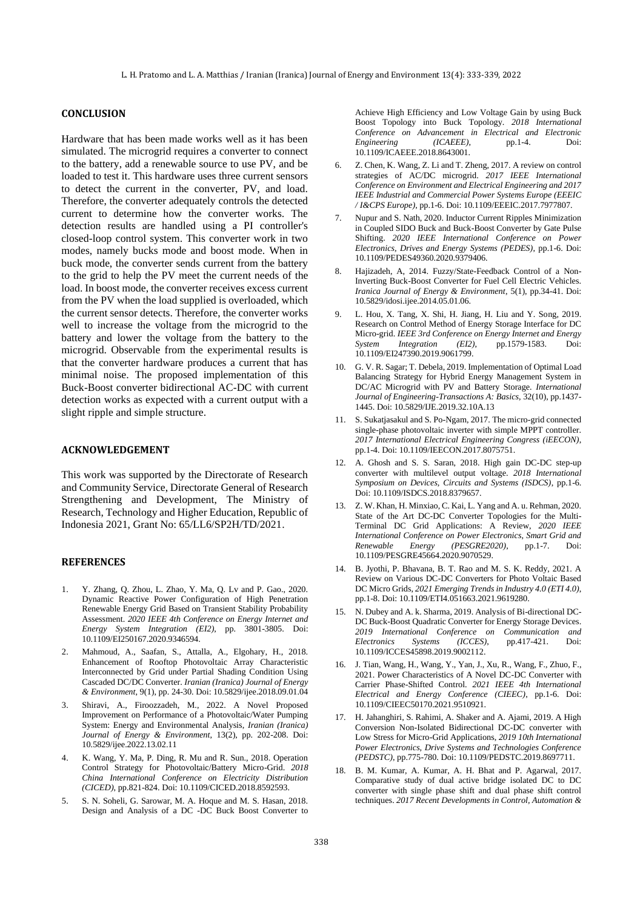## CONCLUSION

Hardware that has been made works well as it has been simulated. The microgrid requires a converter to connect to the battery, add a renewable source to use PV, and be loaded to test it. This hardware uses three current sensors to detect the current in the converter, PV, and load. Therefore, the converter adequately controls the detected current to determine how the converter works. The detection results are handled using a PI controller's closed-loop control system. This converter work in two modes, namely bucks mode and boost mode. When in buck mode, the converter sends current from the battery to the grid to help the PV meet the current needs of the load. In boost mode, the converter receives excess current from the PV when the load supplied is overloaded, which the current sensor detects. Therefore, the converter works well to increase the voltage from the microgrid to the battery and lower the voltage from the battery to the microgrid. Observable from the experimental results is that the converter hardware produces a current that has minimal noise. The proposed implementation of this Buck-Boost converter bidirectional AC-DC with current detection works as expected with a current output with a slight ripple and simple structure.

## ACKNOWLEDGEMENT

This work was supported by the Directorate of Research and Community Service, Directorate General of Research Strengthening and Development, The Ministry of Research, Technology and Higher Education, Republic of Indonesia 2021, Grant No: 65/LL6/SP2H/TD/2021.

## REFERENCES

1. Y. Zhang, Q. Zhou, L. Zhao, Y. Ma, Q. Lv and P. Gao., 2020. Dynamic Reactive Power Configuration of High Penetration Renewable Energy Grid Based on Transient Stability Probability Assessment. *2020 IEEE 4th Conference on Energy Internet and Energy System Integration (EI2)*, pp. 3801-3805. Doi: 10.1109/EI250167.2020.9346594.
2. Mahmoud, A., Saafan, S., Attalla, A., Elgohary, H., 2018. Enhancement of Rooftop Photovoltaic Array Characteristic Interconnected by Grid under Partial Shading Condition Using Cascaded DC/DC Converter. *Iranian (Iranica) Journal of Energy & Environment*, 9(1), pp. 24-30. Doi: 10.5829/ijee.2018.09.01.04
3. Shiravi, A., Firoozzadeh, M., 2022. A Novel Proposed Improvement on Performance of a Photovoltaic/Water Pumping System: Energy and Environmental Analysis, *Iranian (Iranica) Journal of Energy & Environment*, 13(2), pp. 202-208. Doi: 10.5829/ijee.2022.13.02.11
4. K. Wang, Y. Ma, P. Ding, R. Mu and R. Sun., 2018. Operation Control Strategy for Photovoltaic/Battery Micro-Grid. *2018 China International Conference on Electricity Distribution (CICED)*, pp.821-824. Doi: 10.1109/CICED.2018.8592593.
5. S. N. Soheli, G. Sarowar, M. A. Hoque and M. S. Hasan, 2018. Design and Analysis of a DC -DC Buck Boost Converter to Achieve High Efficiency and Low Voltage Gain by using Buck Boost Topology into Buck Topology. *2018 International Conference on Advancement in Electrical and Electronic Engineering (ICAEEE)*, pp.1-4. Doi: 10.1109/ICAEEE.2018.8643001.
6. Z. Chen, K. Wang, Z. Li and T. Zheng, 2017. A review on control strategies of AC/DC microgrid. *2017 IEEE International Conference on Environment and Electrical Engineering and 2017 IEEE Industrial and Commercial Power Systems Europe (EEEIC / I&CPS Europe)*, pp.1-6. Doi: 10.1109/EEEIC.2017.7977807.
7. Nupur and S. Nath, 2020. Inductor Current Ripples Minimization in Coupled SIDO Buck and Buck-Boost Converter by Gate Pulse Shifting. *2020 IEEE International Conference on Power Electronics, Drives and Energy Systems (PEDES)*, pp.1-6. Doi: 10.1109/PEDES49360.2020.9379406.
8. Hajizadeh, A, 2014. Fuzzy/State-Feedback Control of a Non-Inverting Buck-Boost Converter for Fuel Cell Electric Vehicles. *Iranica Journal of Energy & Environment*, 5(1), pp.34-41. Doi: 10.5829/idosi.ijee.2014.05.01.06.
9. L. Hou, X. Tang, X. Shi, H. Jiang, H. Liu and Y. Song, 2019. Research on Control Method of Energy Storage Interface for DC Micro-grid. *IEEE 3rd Conference on Energy Internet and Energy System Integration (EI2)*, pp.1579-1583. Doi: 10.1109/EI247390.2019.9061799.
10. G. V. R. Sagar; T. Debela, 2019. Implementation of Optimal Load Balancing Strategy for Hybrid Energy Management System in DC/AC Microgrid with PV and Battery Storage. *International Journal of Engineering-Transactions A: Basics*, 32(10), pp.1437-1445. Doi: 10.5829/IJE.2019.32.10A.13
11. S. Sukatjasakul and S. Po-Ngam, 2017. The micro-grid connected single-phase photovoltaic inverter with simple MPPT controller. *2017 International Electrical Engineering Congress (iEECON)*, pp.1-4. Doi: 10.1109/IEECON.2017.8075751.
12. A. Ghosh and S. S. Saran, 2018. High gain DC-DC step-up converter with multilevel output voltage. *2018 International Symposium on Devices, Circuits and Systems (ISDCS)*, pp.1-6. Doi: 10.1109/ISDCS.2018.8379657.
13. Z. W. Khan, H. Minxiao, C. Kai, L. Yang and A. u. Rehman, 2020. State of the Art DC-DC Converter Topologies for the Multi-Terminal DC Grid Applications: A Review, *2020 IEEE International Conference on Power Electronics, Smart Grid and Renewable Energy (PESGRE2020)*, pp.1-7. Doi: 10.1109/PESGRE45664.2020.9070529.
14. B. Jyothi, P. Bhavana, B. T. Rao and M. S. K. Reddy, 2021. A Review on Various DC-DC Converters for Photo Voltaic Based DC Micro Grids, *2021 Emerging Trends in Industry 4.0 (ETI 4.0)*, pp.1-8. Doi: 10.1109/ETI4.051663.2021.9619280.
15. N. Dubey and A. k. Sharma, 2019. Analysis of Bi-directional DC-DC Buck-Boost Quadratic Converter for Energy Storage Devices. *2019 International Conference on Communication and Electronics Systems (ICCES)*, pp.417-421. Doi: 10.1109/ICCES45898.2019.9002112.
16. J. Tian, Wang, H., Wang, Y., Yan, J., Xu, R., Wang, F., Zhuo, F., 2021. Power Characteristics of A Novel DC-DC Converter with Carrier Phase-Shifted Control. *2021 IEEE 4th International Electrical and Energy Conference (CIEEC)*, pp.1-6. Doi: 10.1109/CIEEC50170.2021.9510921.
17. H. Jahanghiri, S. Rahimi, A. Shaker and A. Ajami, 2019. A High Conversion Non-Isolated Bidirectional DC-DC converter with Low Stress for Micro-Grid Applications, *2019 10th International Power Electronics, Drive Systems and Technologies Conference (PEDSTC)*, pp.775-780. Doi: 10.1109/PEDSTC.2019.8697711.
18. B. M. Kumar, A. Kumar, A. H. Bhat and P. Agarwal, 2017. Comparative study of dual active bridge isolated DC to DC converter with single phase shift and dual phase shift control techniques. *2017 Recent Developments in Control, Automation &*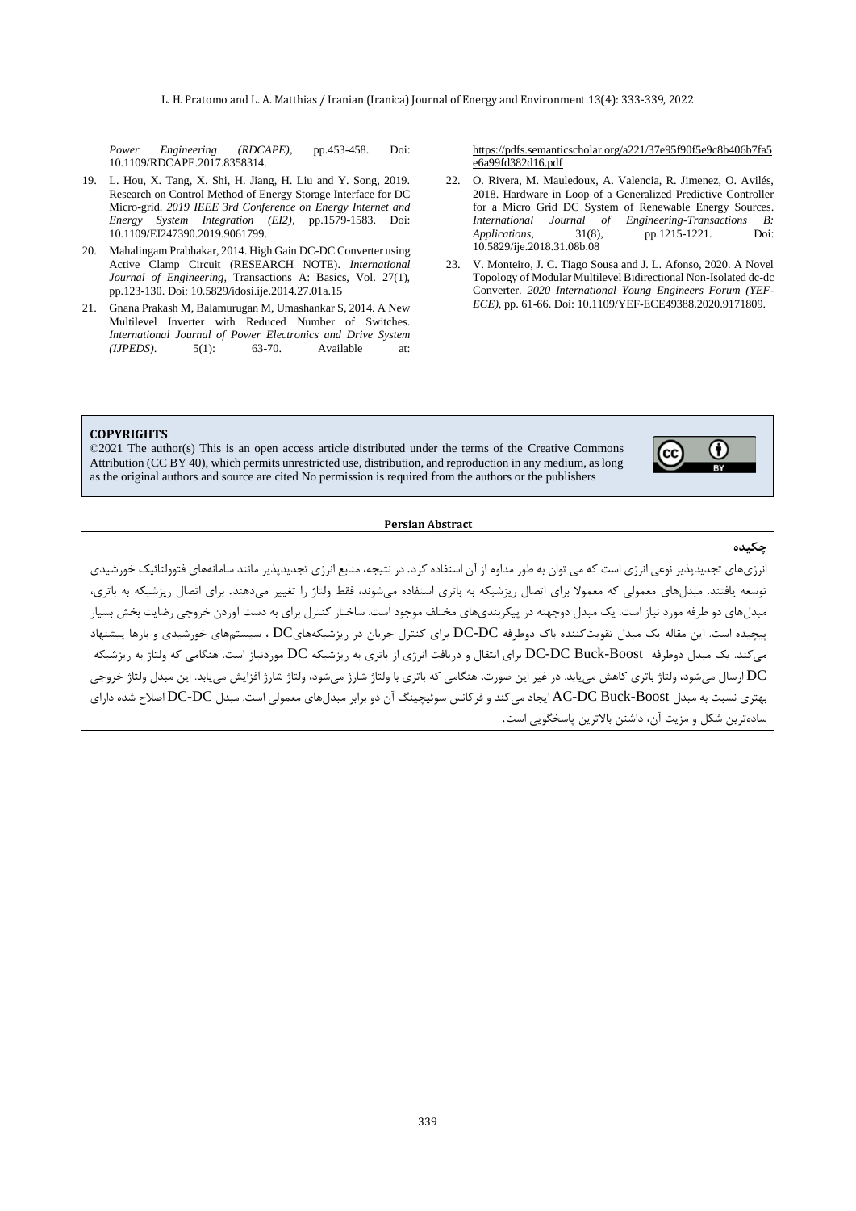*Power Engineering (RDCAPE)*, pp.453-458. Doi: 10.1109/RDCAPE.2017.8358314.

19. L. Hou, X. Tang, X. Shi, H. Jiang, H. Liu and Y. Song, 2019. Research on Control Method of Energy Storage Interface for DC Micro-grid. *2019 IEEE 3rd Conference on Energy Internet and Energy System Integration (EI2)*, pp.1579-1583. Doi: 10.1109/EI247390.2019.9061799.
20. Mahalingam Prabhakar, 2014. High Gain DC-DC Converter using Active Clamp Circuit (RESEARCH NOTE). *International Journal of Engineering*, Transactions A: Basics, Vol. 27(1), pp.123-130. Doi: 10.5829/idosi.ije.2014.27.01a.15
21. Gnana Prakash M, Balamurugan M, Umashankar S, 2014. A New Multilevel Inverter with Reduced Number of Switches. *International Journal of Power Electronics and Drive System (IJPEDS)*. 5(1): 63-70. Available at: https://pdfs.semanticscholar.org/a221/37e95f90f5e9c8b406b7fa5e6a99fd382d16.pdf
22. O. Rivera, M. Mauledoux, A. Valencia, R. Jimenez, O. Avilés, 2018. Hardware in Loop of a Generalized Predictive Controller for a Micro Grid DC System of Renewable Energy Sources. *International Journal of Engineering-Transactions B: Applications*, 31(8), pp.1215-1221. Doi: 10.5829/ije.2018.31.08b.08
23. V. Monteiro, J. C. Tiago Sousa and J. L. Afonso, 2020. A Novel Topology of Modular Multilevel Bidirectional Non-Isolated dc-dc Converter. *2020 International Young Engineers Forum (YEF-ECE)*, pp. 61-66. Doi: 10.1109/YEF-ECE49388.2020.9171809.

**COPYRIGHTS**

©2021 The author(s) This is an open access article distributed under the terms of the Creative Commons Attribution (CC BY 40), which permits unrestricted use, distribution, and reproduction in any medium, as long as the original authors and source are cited No permission is required from the authors or the publishers

**Persian Abstract**

**چکیده**

انرژی‌های تجدیدپذیر نوعی انرژی است که می توان به طور مداوم از آن استفاده کرد. در نتیجه، منابع انرژی تجدیدپذیر مانند سامانه‌های فتوولتائیک خورشیدی توسعه یافتند. مبدل‌های معمولی که معمولا برای اتصال ریزشبکه به باتری استفاده می‌شوند، فقط ولتاژ را تغییر می‌دهند. برای اتصال ریزشبکه به باتری، مبدل‌های دو طرفه مورد نیاز است. یک مبدل دوجهته در پیکربندی‌های مختلف موجود است. ساختار کنترل برای به دست آوردن خروجی رضایت بخش بسیار پیچیده است. این مقاله یک مبدل تقویت‌کننده باک دوطرفه DC-DC برای کنترل جریان در ریزشبکه‌هایDC ، سیستم‌های خورشیدی و بارها پیشنهاد می‌کند. یک مبدل دوطرفه DC-DC Buck-Boost برای انتقال و دریافت انرژی از باتری به ریزشبکه DC موردنیاز است. هنگامی که ولتاژ به ریزشبکه DC ارسال می‌شود، ولتاژ باتری کاهش می‌یابد. در غیر این صورت، هنگامی که باتری با ولتاژ شارژ می‌شود، ولتاژ شارژ افزایش می‌یابد. این مبدل ولتاژ خروجی بهتری نسبت به مبدل AC-DC Buck-Boost ایجاد می‌کند و فرکانس سوئیچینگ آن دو برابر مبدل‌های معمولی است. مبدل DC-DC اصلاح شده دارای ساده‌ترین شکل و مزیت آن، داشتن بالاترین پاسخگویی است.